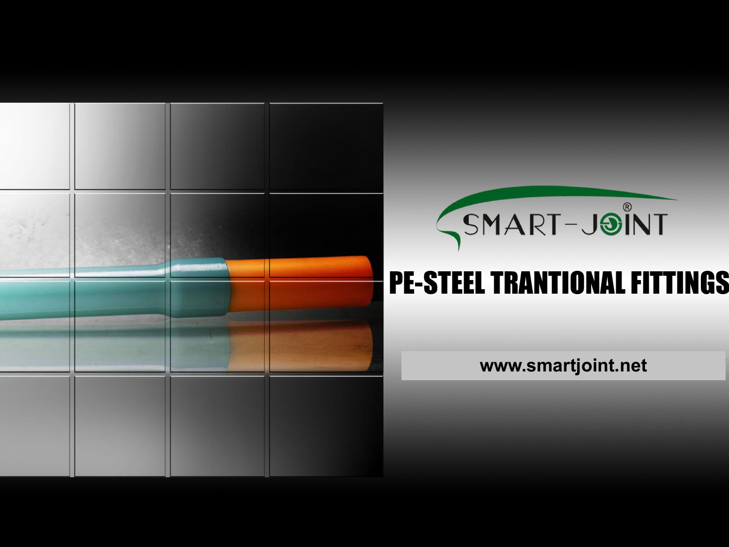SMART-JOINT®

# PE-STEEL TRANTIONAL FITTINGS

www.smartjoint.net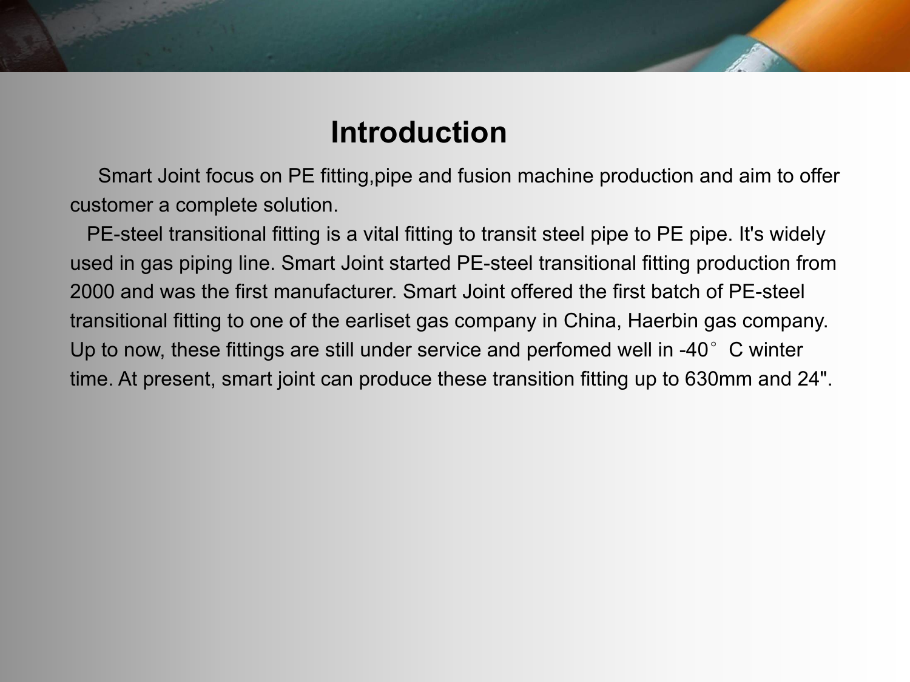# Introduction

Smart Joint focus on PE fitting,pipe and fusion machine production and aim to offer customer a complete solution.

PE-steel transitional fitting is a vital fitting to transit steel pipe to PE pipe. It's widely used in gas piping line. Smart Joint started PE-steel transitional fitting production from 2000 and was the first manufacturer. Smart Joint offered the first batch of PE-steel transitional fitting to one of the earliset gas company in China, Haerbin gas company. Up to now, these fittings are still under service and perfomed well in -40° C winter time. At present, smart joint can produce these transition fitting up to 630mm and 24".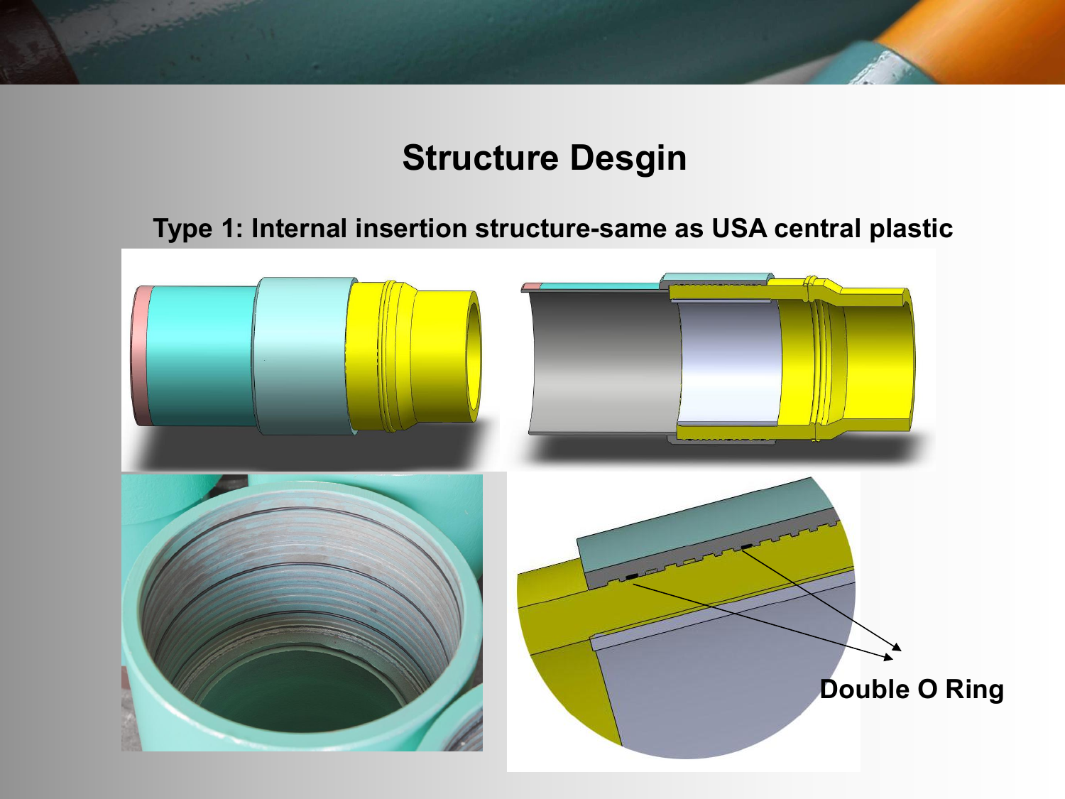# Structure Desgin

**Type 1: Internal insertion structure-same as USA central plastic**

**Double O Ring**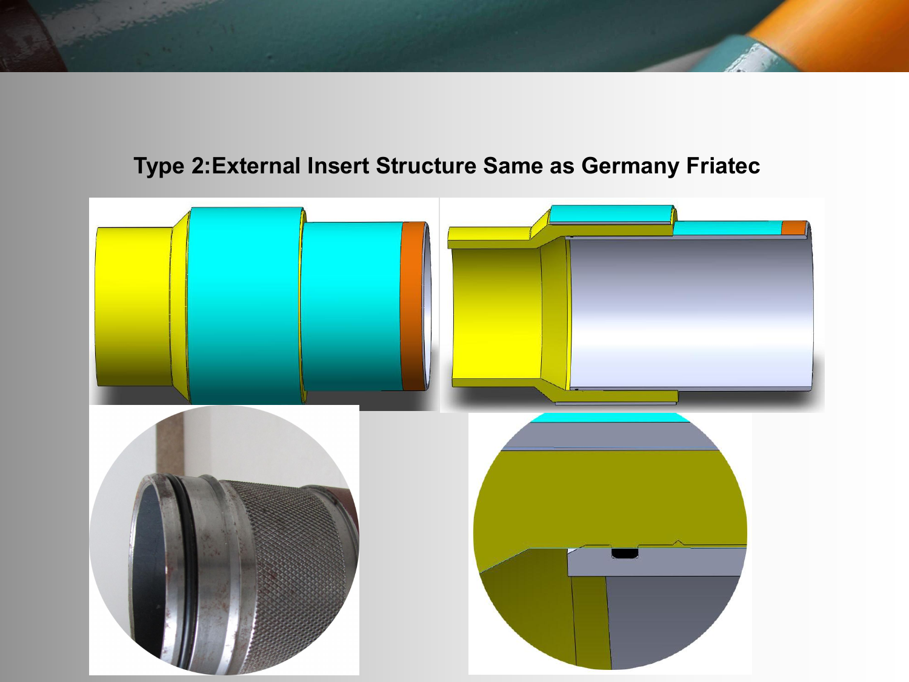**Type 2:External Insert Structure Same as Germany Friatec**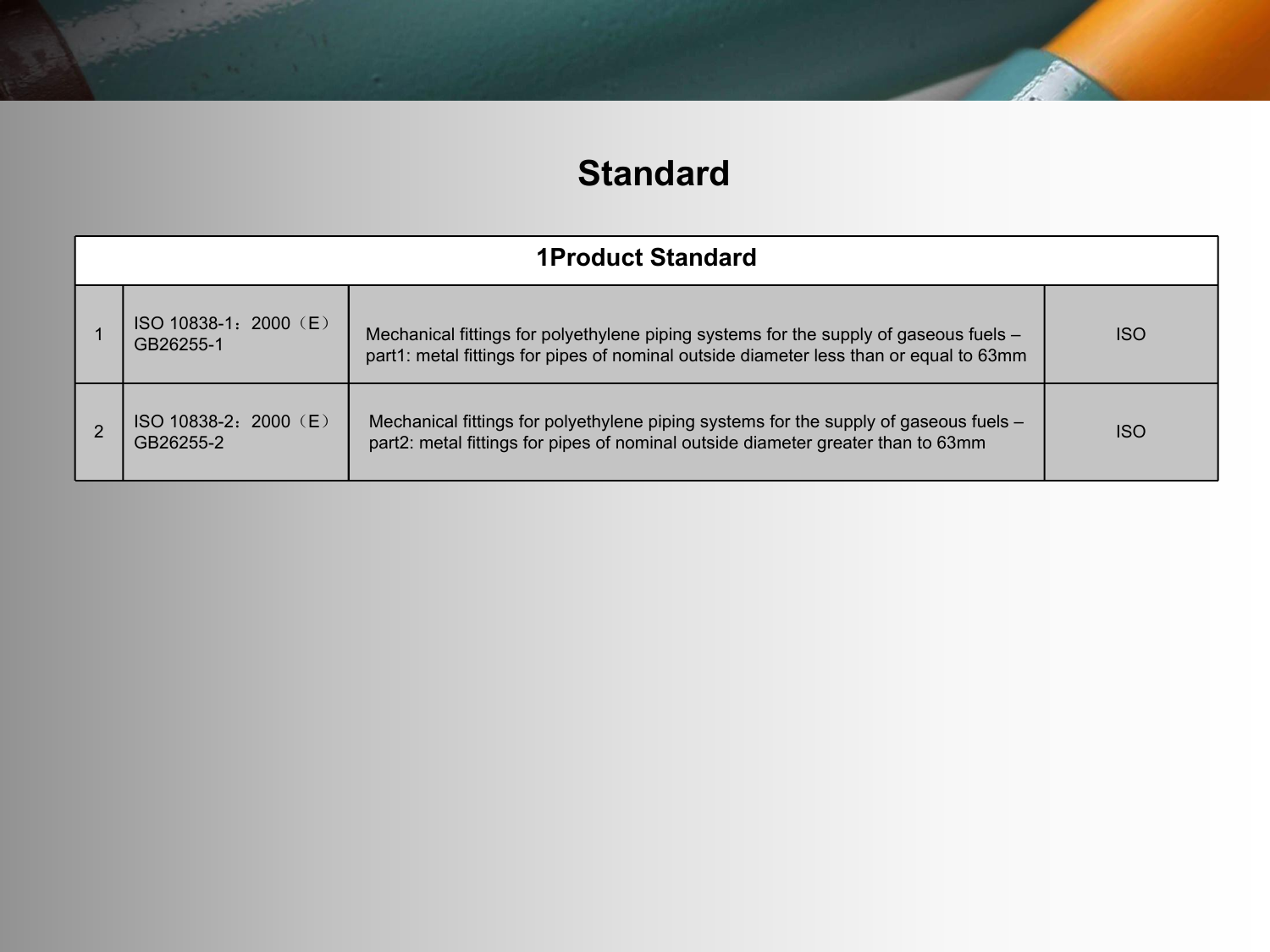# Standard

| 1Product Standard | | | |
|---|---|---|---|
| 1 | ISO 10838-1：2000（E） GB26255-1 | Mechanical fittings for polyethylene piping systems for the supply of gaseous fuels – part1: metal fittings for pipes of nominal outside diameter less than or equal to 63mm | ISO |
| 2 | ISO 10838-2：2000（E） GB26255-2 | Mechanical fittings for polyethylene piping systems for the supply of gaseous fuels – part2: metal fittings for pipes of nominal outside diameter greater than to 63mm | ISO |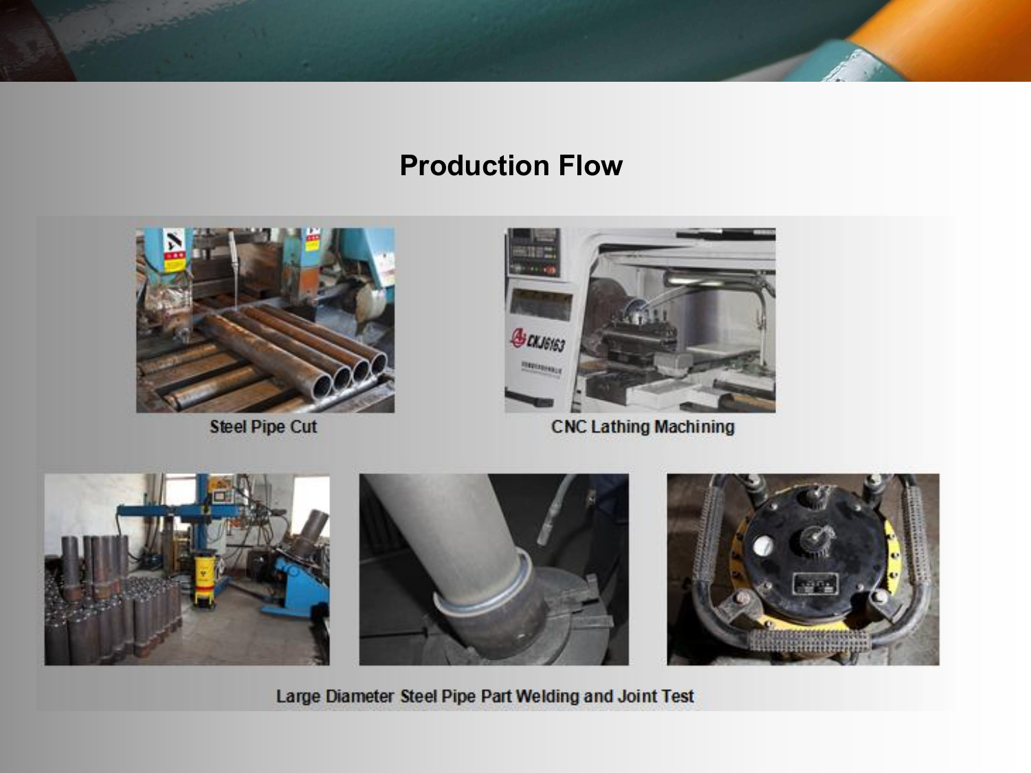## Production Flow

Steel Pipe Cut

CNC Lathing Machining

Large Diameter Steel Pipe Part Welding and Joint Test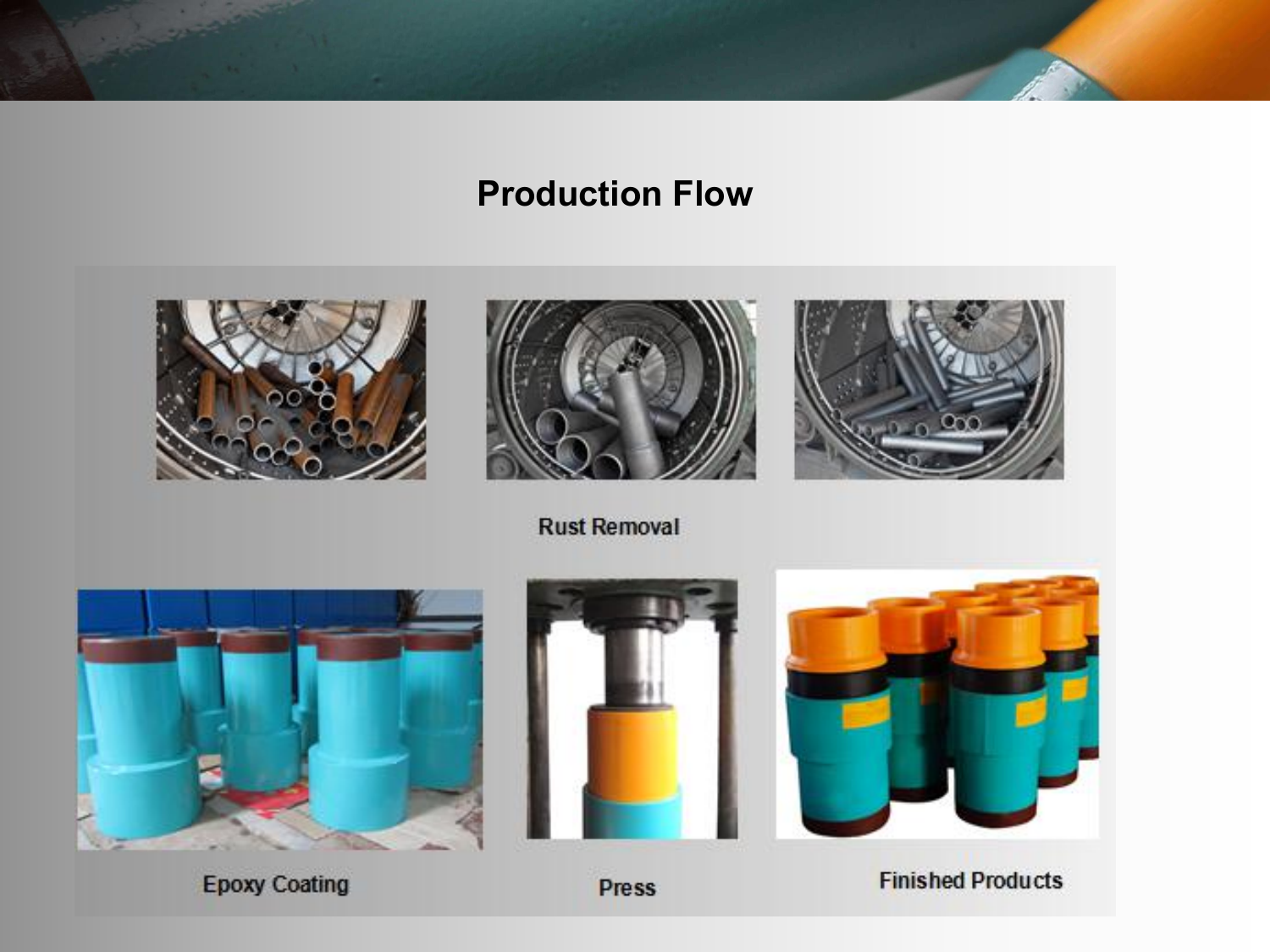## Production Flow

Rust Removal

Epoxy Coating

Press

Finished Products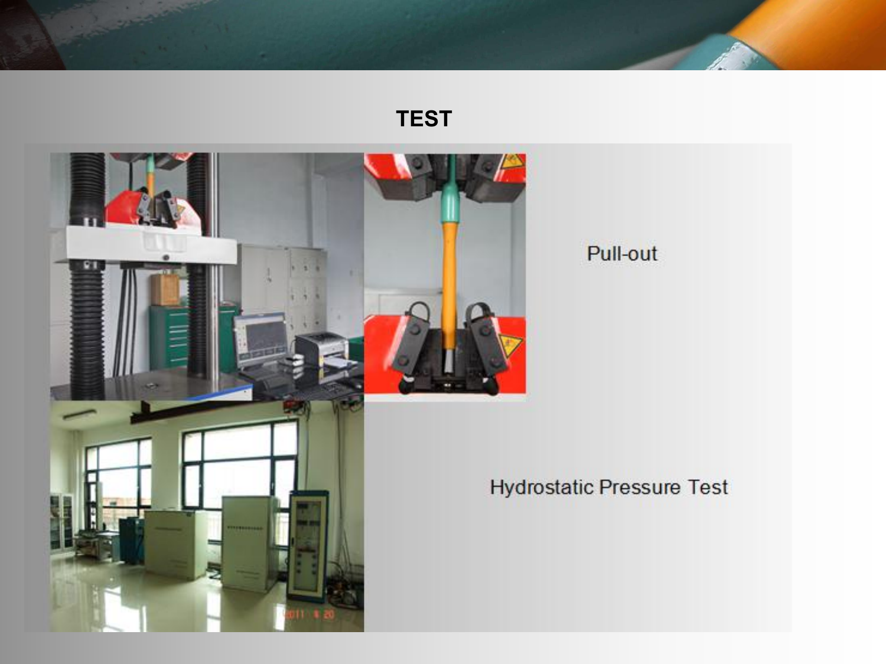# TEST

Pull-out

Hydrostatic Pressure Test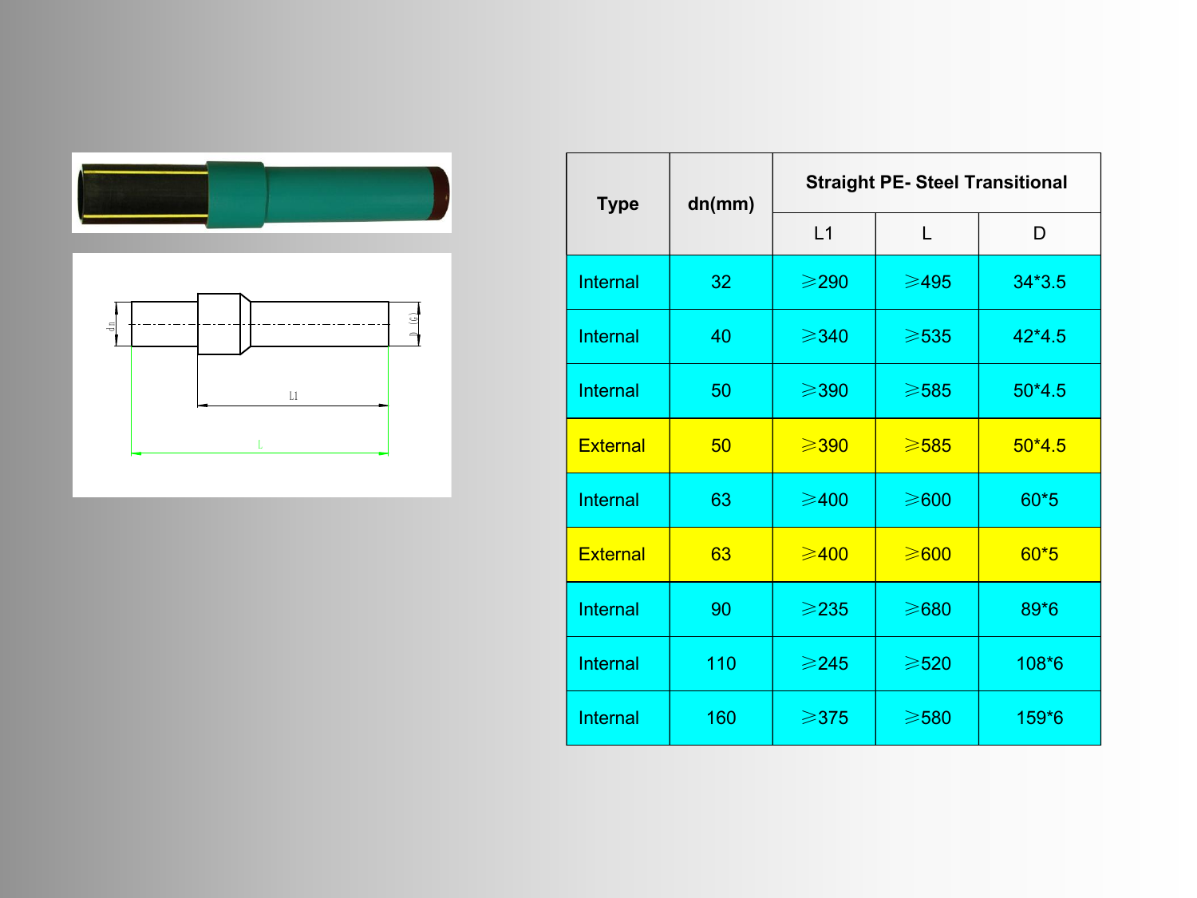| Type | dn(mm) | Straight PE- Steel Transitional | | |
|---|---|---|---|---|
| | | L1 | L | D |
| Internal | 32 | ⩾290 | ⩾495 | 34*3.5 |
| Internal | 40 | ⩾340 | ⩾535 | 42*4.5 |
| Internal | 50 | ⩾390 | ⩾585 | 50*4.5 |
| External | 50 | ⩾390 | ⩾585 | 50*4.5 |
| Internal | 63 | ⩾400 | ⩾600 | 60*5 |
| External | 63 | ⩾400 | ⩾600 | 60*5 |
| Internal | 90 | ⩾235 | ⩾680 | 89*6 |
| Internal | 110 | ⩾245 | ⩾520 | 108*6 |
| Internal | 160 | ⩾375 | ⩾580 | 159*6 |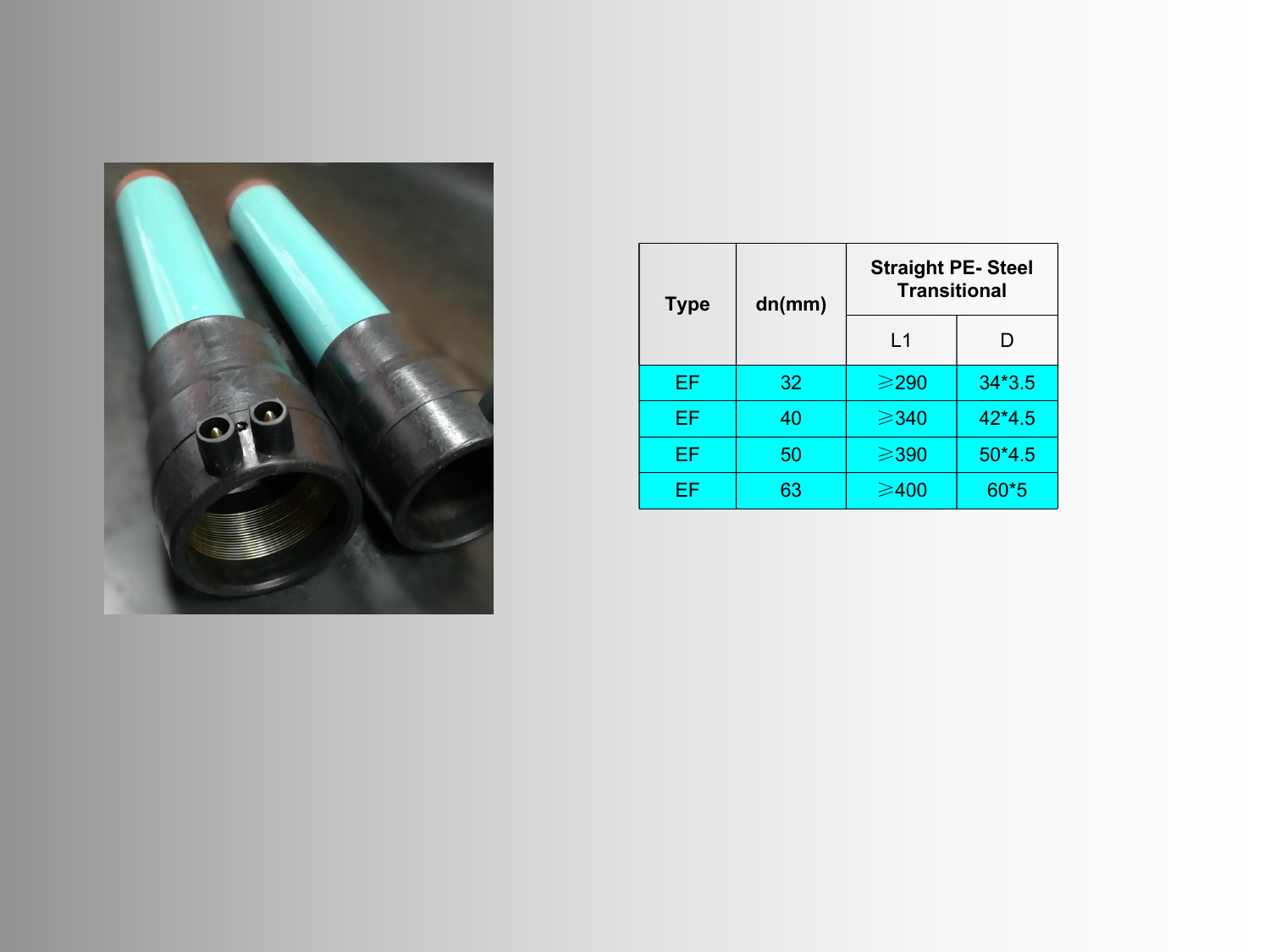| Type | dn(mm) | Straight PE- Steel Transitional | |
| --- | --- | --- | --- |
| | | L1 | D |
| EF | 32 | ⩾290 | 34*3.5 |
| EF | 40 | ⩾340 | 42*4.5 |
| EF | 50 | ⩾390 | 50*4.5 |
| EF | 63 | ⩾400 | 60*5 |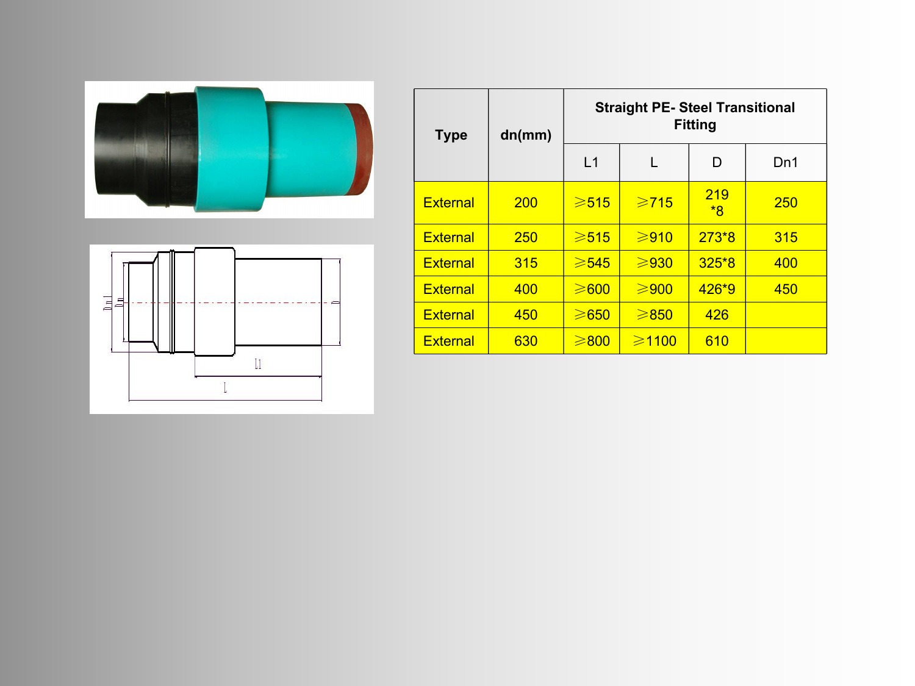| Type | dn(mm) | Straight PE- Steel Transitional Fitting | | | |
|---|---|---|---|---|---|
| | | L1 | L | D | Dn1 |
| External | 200 | ≥515 | ≥715 | 219*8 | 250 |
| External | 250 | ≥515 | ≥910 | 273*8 | 315 |
| External | 315 | ≥545 | ≥930 | 325*8 | 400 |
| External | 400 | ≥600 | ≥900 | 426*9 | 450 |
| External | 450 | ≥650 | ≥850 | 426 | |
| External | 630 | ≥800 | ≥1100 | 610 | |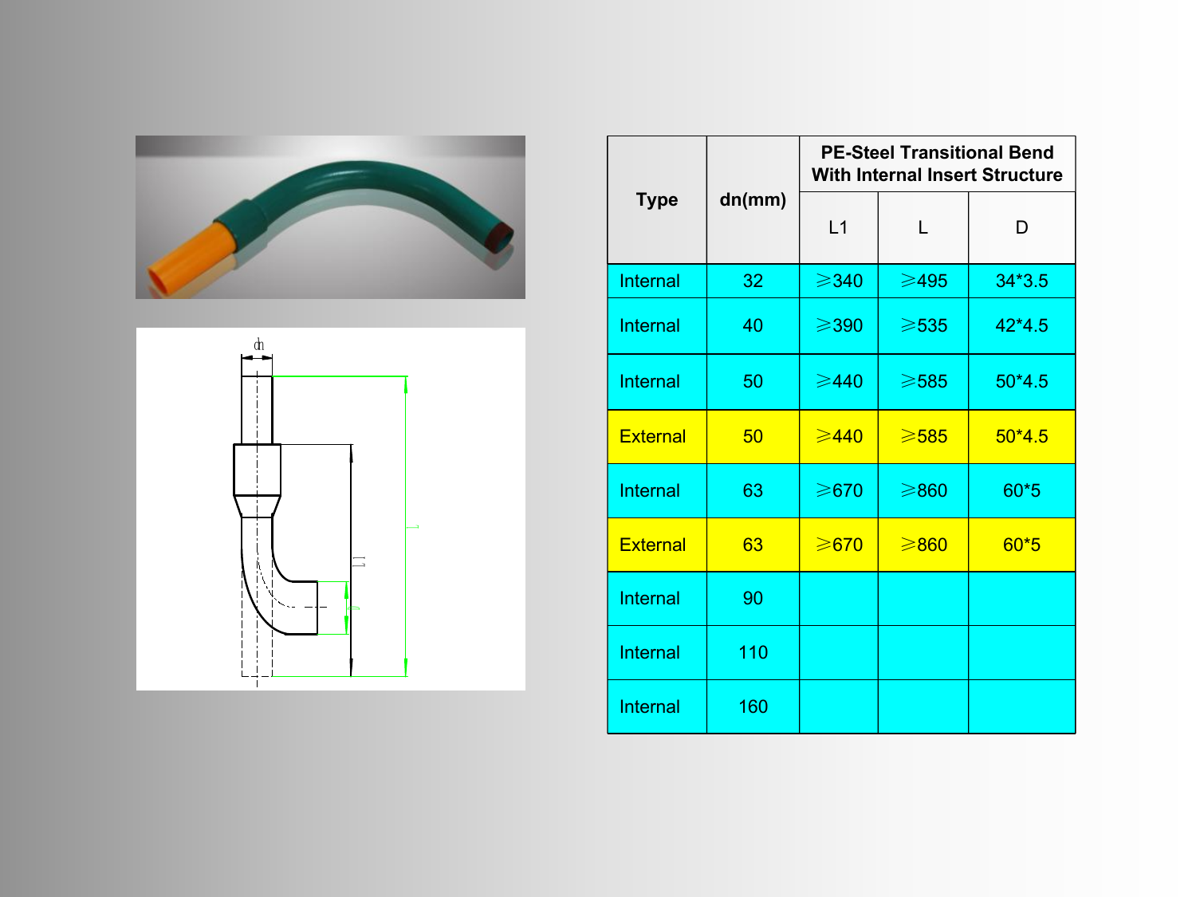| Type | dn(mm) | PE-Steel Transitional Bend With Internal Insert Structure | | |
|---|---|---|---|---|
| | | L1 | L | D |
| Internal | 32 | ≥340 | ≥495 | 34*3.5 |
| Internal | 40 | ≥390 | ≥535 | 42*4.5 |
| Internal | 50 | ≥440 | ≥585 | 50*4.5 |
| External | 50 | ≥440 | ≥585 | 50*4.5 |
| Internal | 63 | ≥670 | ≥860 | 60*5 |
| External | 63 | ≥670 | ≥860 | 60*5 |
| Internal | 90 | | | |
| Internal | 110 | | | |
| Internal | 160 | | | |